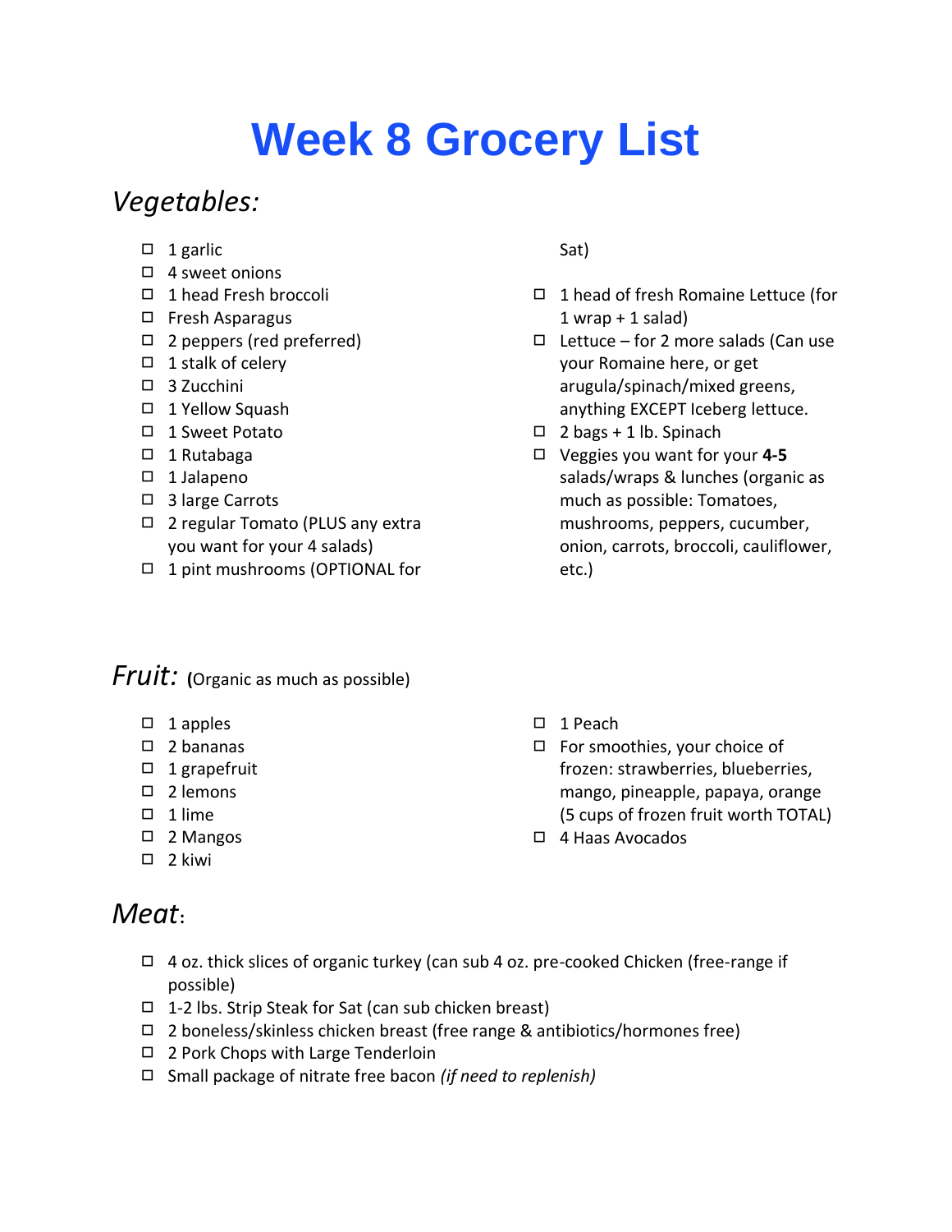# Week 8 Grocery List

## *Vegetables:*

- ☐ 1 garlic
- ☐ 4 sweet onions
- ☐ 1 head Fresh broccoli
- ☐ Fresh Asparagus
- ☐ 2 peppers (red preferred)
- ☐ 1 stalk of celery
- ☐ 3 Zucchini
- ☐ 1 Yellow Squash
- ☐ 1 Sweet Potato
- ☐ 1 Rutabaga
- ☐ 1 Jalapeno
- ☐ 3 large Carrots
- ☐ 2 regular Tomato (PLUS any extra you want for your 4 salads)
- ☐ 1 pint mushrooms (OPTIONAL for Sat)
- ☐ 1 head of fresh Romaine Lettuce (for 1 wrap + 1 salad)
- ☐ Lettuce – for 2 more salads (Can use your Romaine here, or get arugula/spinach/mixed greens, anything EXCEPT Iceberg lettuce.
- ☐ 2 bags + 1 lb. Spinach
- ☐ Veggies you want for your **4-5** salads/wraps & lunches (organic as much as possible: Tomatoes, mushrooms, peppers, cucumber, onion, carrots, broccoli, cauliflower, etc.)

## *Fruit:* (Organic as much as possible)

- ☐ 1 apples
- ☐ 2 bananas
- ☐ 1 grapefruit
- ☐ 2 lemons
- ☐ 1 lime
- ☐ 2 Mangos
- ☐ 2 kiwi
- ☐ 1 Peach
- ☐ For smoothies, your choice of frozen: strawberries, blueberries, mango, pineapple, papaya, orange (5 cups of frozen fruit worth TOTAL)
- ☐ 4 Haas Avocados

## *Meat*:

- ☐ 4 oz. thick slices of organic turkey (can sub 4 oz. pre-cooked Chicken (free-range if possible)
- ☐ 1-2 lbs. Strip Steak for Sat (can sub chicken breast)
- ☐ 2 boneless/skinless chicken breast (free range & antibiotics/hormones free)
- ☐ 2 Pork Chops with Large Tenderloin
- ☐ Small package of nitrate free bacon *(if need to replenish)*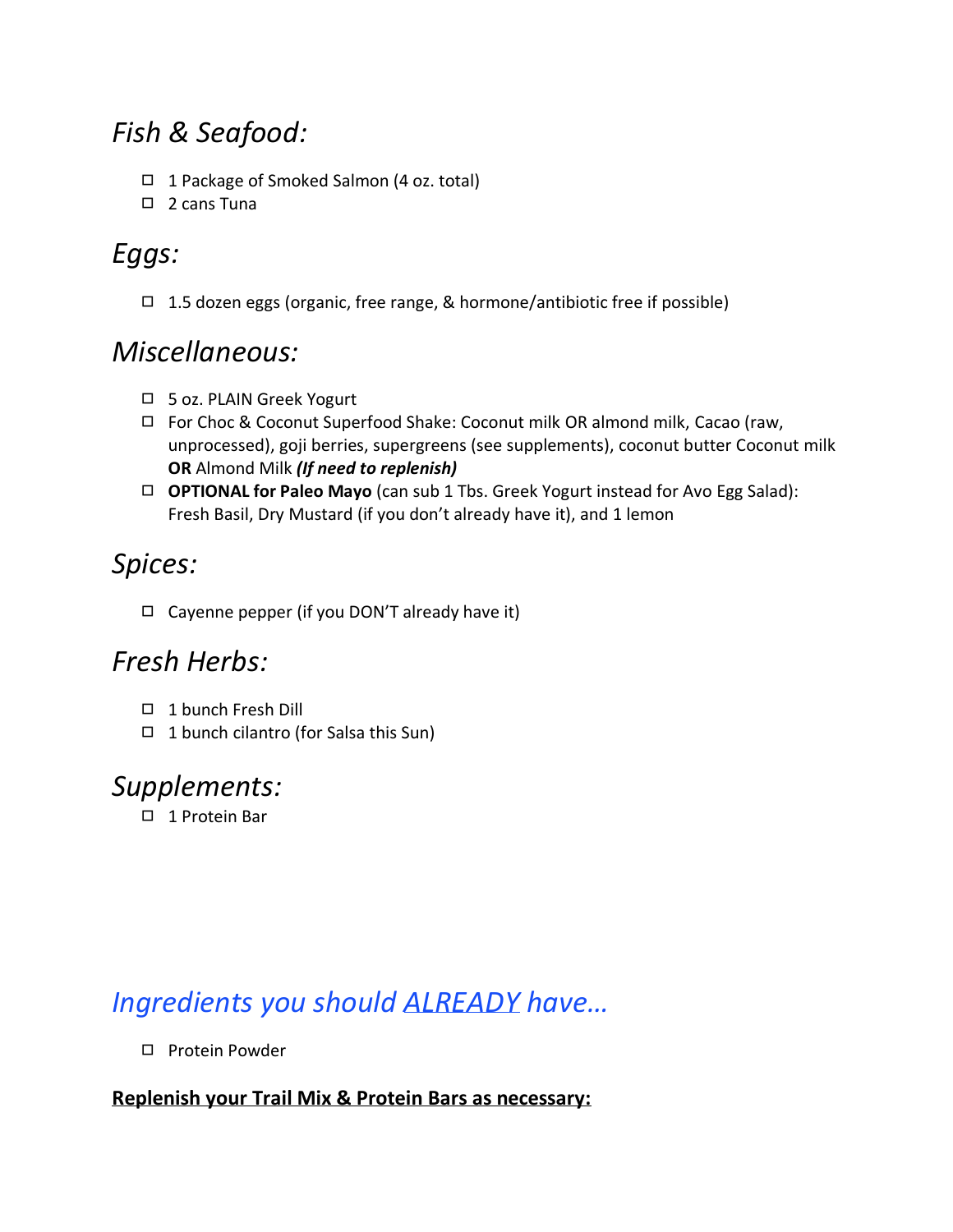## *Fish & Seafood:*

- ☐ 1 Package of Smoked Salmon (4 oz. total)
- ☐ 2 cans Tuna

## *Eggs:*

- ☐ 1.5 dozen eggs (organic, free range, & hormone/antibiotic free if possible)

## *Miscellaneous:*

- ☐ 5 oz. PLAIN Greek Yogurt
- ☐ For Choc & Coconut Superfood Shake: Coconut milk OR almond milk, Cacao (raw, unprocessed), goji berries, supergreens (see supplements), coconut butter Coconut milk **OR** Almond Milk ***(If need to replenish)***
- ☐ **OPTIONAL for Paleo Mayo** (can sub 1 Tbs. Greek Yogurt instead for Avo Egg Salad): Fresh Basil, Dry Mustard (if you don't already have it), and 1 lemon

## *Spices:*

- ☐ Cayenne pepper (if you DON'T already have it)

## *Fresh Herbs:*

- ☐ 1 bunch Fresh Dill
- ☐ 1 bunch cilantro (for Salsa this Sun)

## *Supplements:*

- ☐ 1 Protein Bar

## *Ingredients you should ALREADY have…*

- ☐ Protein Powder

**Replenish your Trail Mix & Protein Bars as necessary:**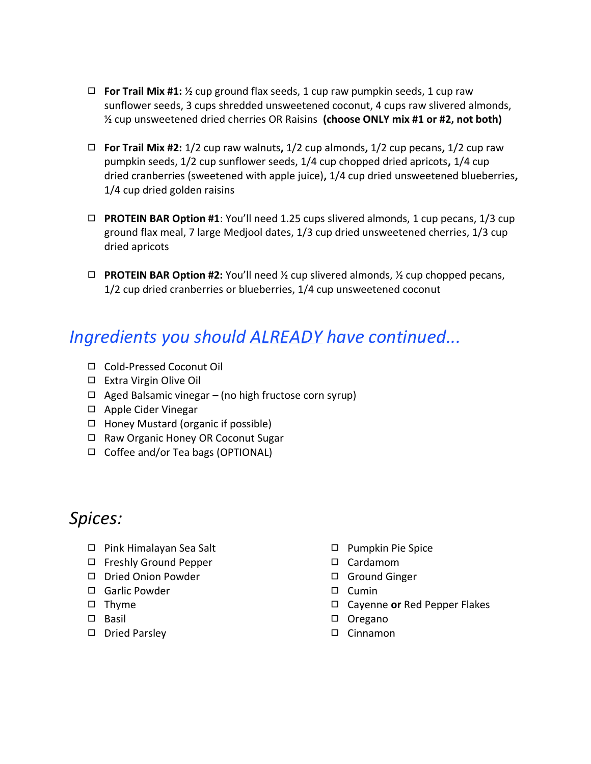- ☐ **For Trail Mix #1:** ½ cup ground flax seeds, 1 cup raw pumpkin seeds, 1 cup raw sunflower seeds, 3 cups shredded unsweetened coconut, 4 cups raw slivered almonds, ½ cup unsweetened dried cherries OR Raisins **(choose ONLY mix #1 or #2, not both)**

- ☐ **For Trail Mix #2:** 1/2 cup raw walnuts**,** 1/2 cup almonds**,** 1/2 cup pecans**,** 1/2 cup raw pumpkin seeds, 1/2 cup sunflower seeds, 1/4 cup chopped dried apricots**,** 1/4 cup dried cranberries (sweetened with apple juice)**,** 1/4 cup dried unsweetened blueberries**,** 1/4 cup dried golden raisins

- ☐ **PROTEIN BAR Option #1**: You'll need 1.25 cups slivered almonds, 1 cup pecans, 1/3 cup ground flax meal, 7 large Medjool dates, 1/3 cup dried unsweetened cherries, 1/3 cup dried apricots

- ☐ **PROTEIN BAR Option #2:** You'll need ½ cup slivered almonds, ½ cup chopped pecans, 1/2 cup dried cranberries or blueberries, 1/4 cup unsweetened coconut

## *Ingredients you should ALREADY have continued...*

- ☐ Cold-Pressed Coconut Oil
- ☐ Extra Virgin Olive Oil
- ☐ Aged Balsamic vinegar – (no high fructose corn syrup)
- ☐ Apple Cider Vinegar
- ☐ Honey Mustard (organic if possible)
- ☐ Raw Organic Honey OR Coconut Sugar
- ☐ Coffee and/or Tea bags (OPTIONAL)

## *Spices:*

- ☐ Pink Himalayan Sea Salt
- ☐ Freshly Ground Pepper
- ☐ Dried Onion Powder
- ☐ Garlic Powder
- ☐ Thyme
- ☐ Basil
- ☐ Dried Parsley
- ☐ Pumpkin Pie Spice
- ☐ Cardamom
- ☐ Ground Ginger
- ☐ Cumin
- ☐ Cayenne **or** Red Pepper Flakes
- ☐ Oregano
- ☐ Cinnamon